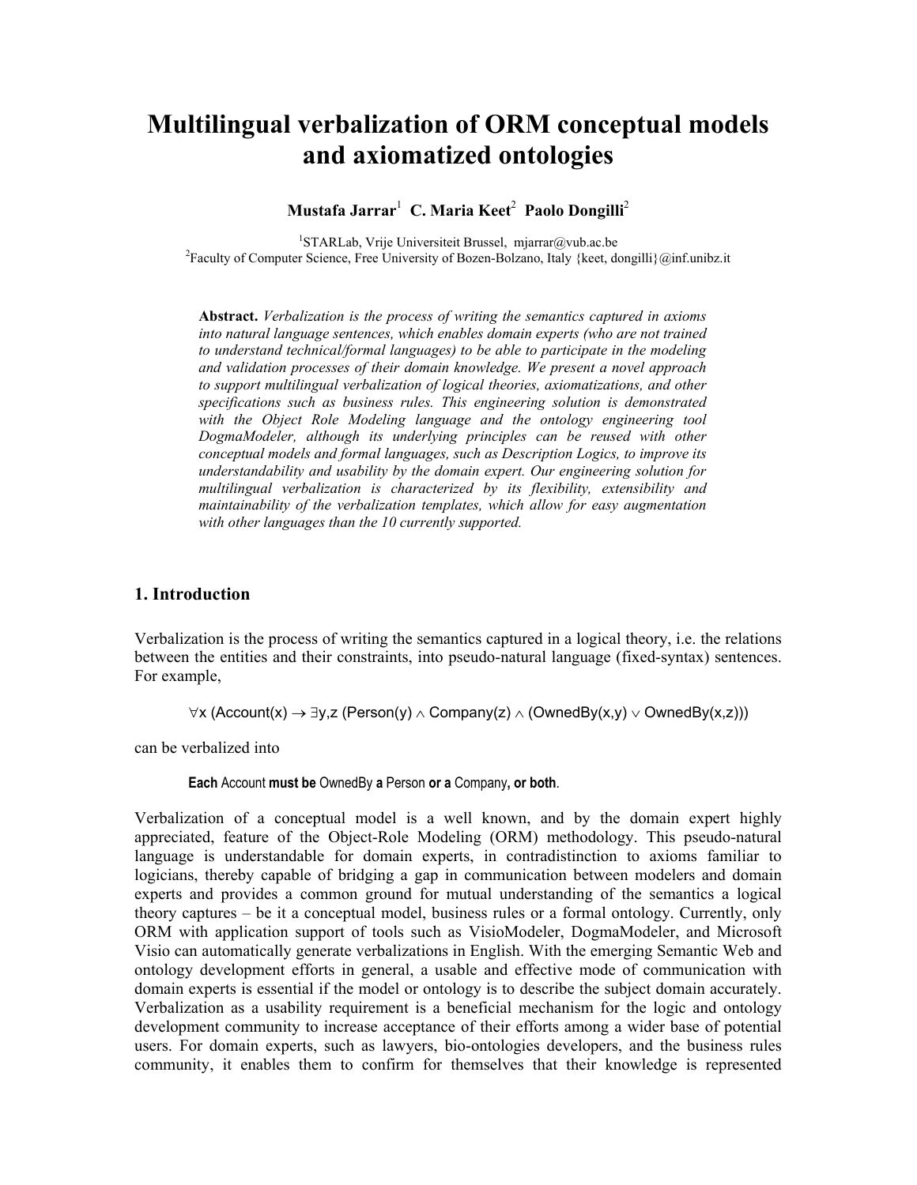# Multilingual verbalization of ORM conceptual models and axiomatized ontologies

**Mustafa Jarrar**[1] **C. Maria Keet**[2] **Paolo Dongilli**[2]

[1]STARLab, Vrije Universiteit Brussel, mjarrar@vub.ac.be
[2]Faculty of Computer Science, Free University of Bozen-Bolzano, Italy {keet, dongilli}@inf.unibz.it

**Abstract.** *Verbalization is the process of writing the semantics captured in axioms into natural language sentences, which enables domain experts (who are not trained to understand technical/formal languages) to be able to participate in the modeling and validation processes of their domain knowledge. We present a novel approach to support multilingual verbalization of logical theories, axiomatizations, and other specifications such as business rules. This engineering solution is demonstrated with the Object Role Modeling language and the ontology engineering tool DogmaModeler, although its underlying principles can be reused with other conceptual models and formal languages, such as Description Logics, to improve its understandability and usability by the domain expert. Our engineering solution for multilingual verbalization is characterized by its flexibility, extensibility and maintainability of the verbalization templates, which allow for easy augmentation with other languages than the 10 currently supported.*

## 1. Introduction

Verbalization is the process of writing the semantics captured in a logical theory, i.e. the relations between the entities and their constraints, into pseudo-natural language (fixed-syntax) sentences. For example,

$$\forall x\ (\text{Account}(x) \rightarrow \exists y,z\ (\text{Person}(y) \wedge \text{Company}(z) \wedge (\text{OwnedBy}(x,y) \vee \text{OwnedBy}(x,z)))$$

can be verbalized into

**Each** Account **must be** OwnedBy **a** Person **or a** Company**, or both**.

Verbalization of a conceptual model is a well known, and by the domain expert highly appreciated, feature of the Object-Role Modeling (ORM) methodology. This pseudo-natural language is understandable for domain experts, in contradistinction to axioms familiar to logicians, thereby capable of bridging a gap in communication between modelers and domain experts and provides a common ground for mutual understanding of the semantics a logical theory captures – be it a conceptual model, business rules or a formal ontology. Currently, only ORM with application support of tools such as VisioModeler, DogmaModeler, and Microsoft Visio can automatically generate verbalizations in English. With the emerging Semantic Web and ontology development efforts in general, a usable and effective mode of communication with domain experts is essential if the model or ontology is to describe the subject domain accurately. Verbalization as a usability requirement is a beneficial mechanism for the logic and ontology development community to increase acceptance of their efforts among a wider base of potential users. For domain experts, such as lawyers, bio-ontologies developers, and the business rules community, it enables them to confirm for themselves that their knowledge is represented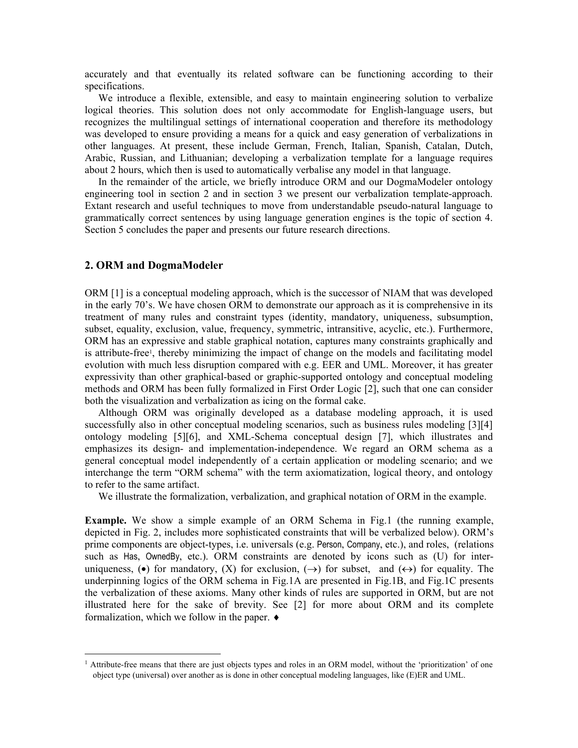accurately and that eventually its related software can be functioning according to their specifications.

We introduce a flexible, extensible, and easy to maintain engineering solution to verbalize logical theories. This solution does not only accommodate for English-language users, but recognizes the multilingual settings of international cooperation and therefore its methodology was developed to ensure providing a means for a quick and easy generation of verbalizations in other languages. At present, these include German, French, Italian, Spanish, Catalan, Dutch, Arabic, Russian, and Lithuanian; developing a verbalization template for a language requires about 2 hours, which then is used to automatically verbalise any model in that language.

In the remainder of the article, we briefly introduce ORM and our DogmaModeler ontology engineering tool in section 2 and in section 3 we present our verbalization template-approach. Extant research and useful techniques to move from understandable pseudo-natural language to grammatically correct sentences by using language generation engines is the topic of section 4. Section 5 concludes the paper and presents our future research directions.

## 2. ORM and DogmaModeler

ORM [1] is a conceptual modeling approach, which is the successor of NIAM that was developed in the early 70's. We have chosen ORM to demonstrate our approach as it is comprehensive in its treatment of many rules and constraint types (identity, mandatory, uniqueness, subsumption, subset, equality, exclusion, value, frequency, symmetric, intransitive, acyclic, etc.). Furthermore, ORM has an expressive and stable graphical notation, captures many constraints graphically and is attribute-free[1], thereby minimizing the impact of change on the models and facilitating model evolution with much less disruption compared with e.g. EER and UML. Moreover, it has greater expressivity than other graphical-based or graphic-supported ontology and conceptual modeling methods and ORM has been fully formalized in First Order Logic [2], such that one can consider both the visualization and verbalization as icing on the formal cake.

Although ORM was originally developed as a database modeling approach, it is used successfully also in other conceptual modeling scenarios, such as business rules modeling [3][4] ontology modeling [5][6], and XML-Schema conceptual design [7], which illustrates and emphasizes its design- and implementation-independence. We regard an ORM schema as a general conceptual model independently of a certain application or modeling scenario; and we interchange the term "ORM schema" with the term axiomatization, logical theory, and ontology to refer to the same artifact.

We illustrate the formalization, verbalization, and graphical notation of ORM in the example.

**Example.** We show a simple example of an ORM Schema in Fig.1 (the running example, depicted in Fig. 2, includes more sophisticated constraints that will be verbalized below). ORM's prime components are object-types, i.e. universals (e.g. Person, Company, etc.), and roles, (relations such as Has, OwnedBy, etc.). ORM constraints are denoted by icons such as (U) for inter-uniqueness, (•) for mandatory, (X) for exclusion, (→) for subset, and (↔) for equality. The underpinning logics of the ORM schema in Fig.1A are presented in Fig.1B, and Fig.1C presents the verbalization of these axioms. Many other kinds of rules are supported in ORM, but are not illustrated here for the sake of brevity. See [2] for more about ORM and its complete formalization, which we follow in the paper. ♦

---

[1] Attribute-free means that there are just objects types and roles in an ORM model, without the 'prioritization' of one object type (universal) over another as is done in other conceptual modeling languages, like (E)ER and UML.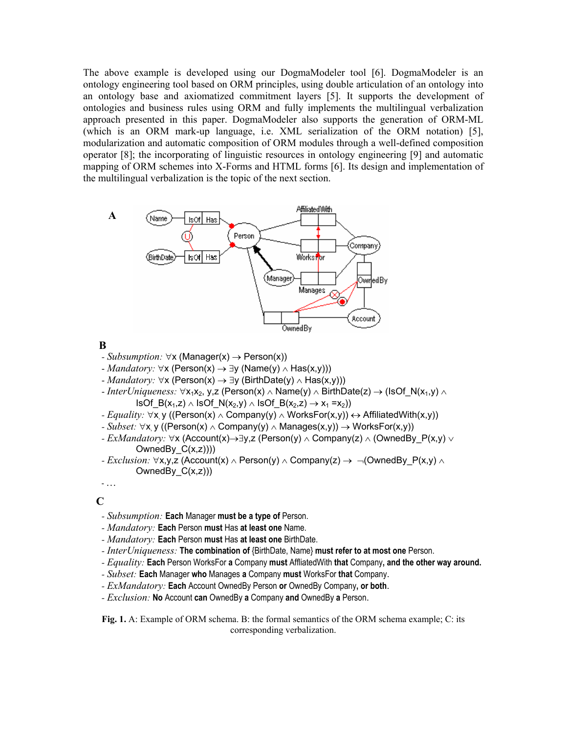The above example is developed using our DogmaModeler tool [6]. DogmaModeler is an ontology engineering tool based on ORM principles, using double articulation of an ontology into an ontology base and axiomatized commitment layers [5]. It supports the development of ontologies and business rules using ORM and fully implements the multilingual verbalization approach presented in this paper. DogmaModeler also supports the generation of ORM-ML (which is an ORM mark-up language, i.e. XML serialization of the ORM notation) [5], modularization and automatic composition of ORM modules through a well-defined composition operator [8]; the incorporating of linguistic resources in ontology engineering [9] and automatic mapping of ORM schemes into X-Forms and HTML forms [6]. Its design and implementation of the multilingual verbalization is the topic of the next section.

**A**

**B**

- *Subsumption:* $\forall x\, (Manager(x) \rightarrow Person(x))$
- *Mandatory:* $\forall x\, (Person(x) \rightarrow \exists y\, (Name(y) \wedge Has(x,y)))$
- *Mandatory:* $\forall x\, (Person(x) \rightarrow \exists y\, (BirthDate(y) \wedge Has(x,y)))$
- *InterUniqueness:* $\forall x_1 x_2, y,z\, (Person(x) \wedge Name(y) \wedge BirthDate(z) \rightarrow (IsOf\_N(x_1,y) \wedge IsOf\_B(x_1,z) \wedge IsOf\_N(x_2,y) \wedge IsOf\_B(x_2,z) \rightarrow x_1 = x_2))$
- *Equality:* $\forall x, y\, ((Person(x) \wedge Company(y) \wedge WorksFor(x,y)) \leftrightarrow AffiliatedWith(x,y))$
- *Subset:* $\forall x, y\, ((Person(x) \wedge Company(y) \wedge Manages(x,y)) \rightarrow WorksFor(x,y))$
- *ExMandatory:* $\forall x\, (Account(x) \rightarrow \exists y,z\, (Person(y) \wedge Company(z) \wedge (OwnedBy\_P(x,y) \vee OwnedBy\_C(x,z))))$
- *Exclusion:* $\forall x,y,z\, (Account(x) \wedge Person(y) \wedge Company(z) \rightarrow \neg(OwnedBy\_P(x,y) \wedge OwnedBy\_C(x,z)))$
- …

**C**

- *Subsumption:* **Each** Manager **must be a type of** Person.
- *Mandatory:* **Each** Person **must** Has **at least one** Name.
- *Mandatory:* **Each** Person **must** Has **at least one** BirthDate.
- *InterUniqueness:* **The combination of** {BirthDate, Name} **must refer to at most one** Person.
- *Equality:* **Each** Person WorksFor **a** Company **must** AffiatedWith **that** Company**, and the other way around.**
- *Subset:* **Each** Manager **who** Manages **a** Company **must** WorksFor **that** Company.
- *ExMandatory:* **Each** Account OwnedBy Person **or** OwnedBy Company**, or both**.
- *Exclusion:* **No** Account **can** OwnedBy **a** Company **and** OwnedBy **a** Person.

**Fig. 1.** A: Example of ORM schema. B: the formal semantics of the ORM schema example; C: its corresponding verbalization.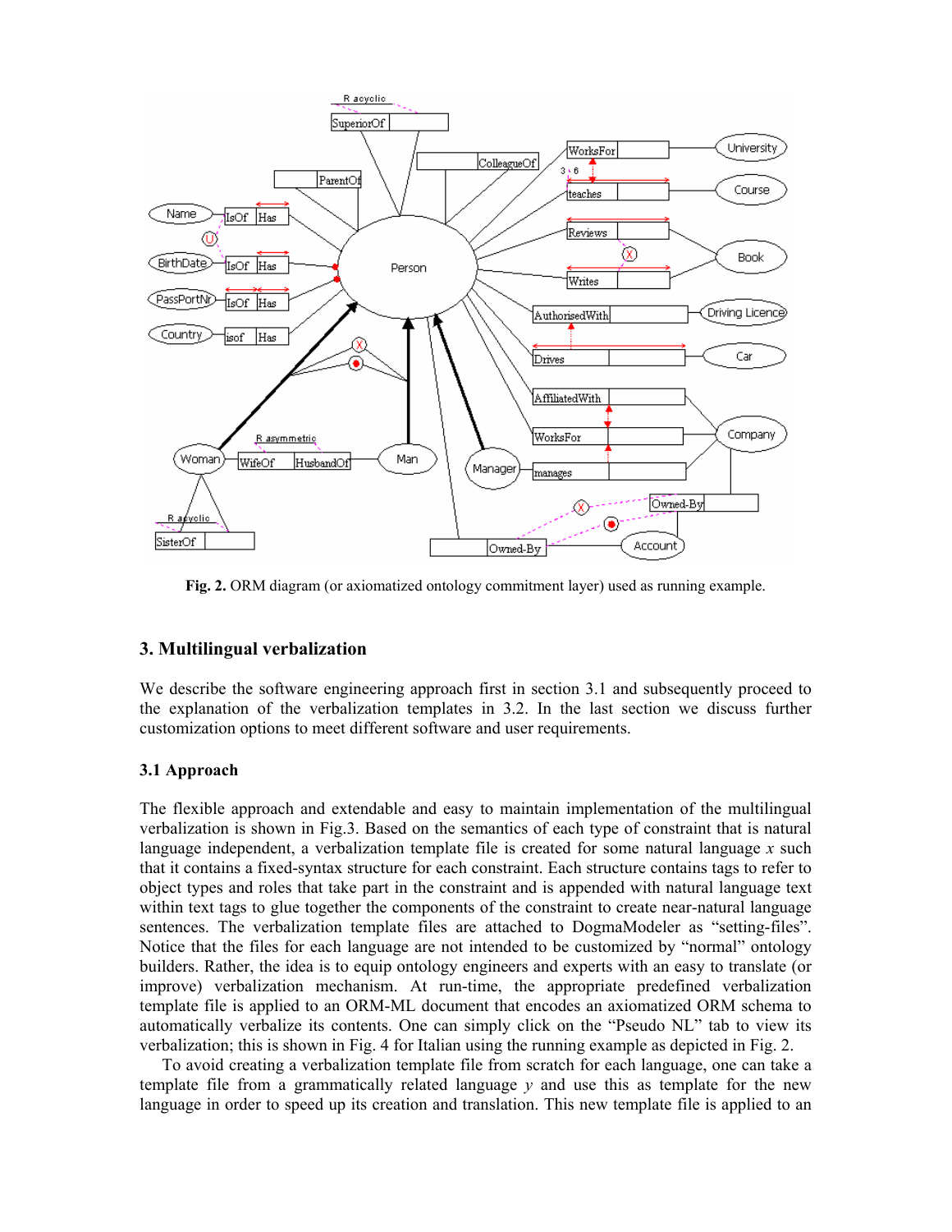**Fig. 2.** ORM diagram (or axiomatized ontology commitment layer) used as running example.

## 3. Multilingual verbalization

We describe the software engineering approach first in section 3.1 and subsequently proceed to the explanation of the verbalization templates in 3.2. In the last section we discuss further customization options to meet different software and user requirements.

### 3.1 Approach

The flexible approach and extendable and easy to maintain implementation of the multilingual verbalization is shown in Fig.3. Based on the semantics of each type of constraint that is natural language independent, a verbalization template file is created for some natural language *x* such that it contains a fixed-syntax structure for each constraint. Each structure contains tags to refer to object types and roles that take part in the constraint and is appended with natural language text within text tags to glue together the components of the constraint to create near-natural language sentences. The verbalization template files are attached to DogmaModeler as "setting-files". Notice that the files for each language are not intended to be customized by "normal" ontology builders. Rather, the idea is to equip ontology engineers and experts with an easy to translate (or improve) verbalization mechanism. At run-time, the appropriate predefined verbalization template file is applied to an ORM-ML document that encodes an axiomatized ORM schema to automatically verbalize its contents. One can simply click on the "Pseudo NL" tab to view its verbalization; this is shown in Fig. 4 for Italian using the running example as depicted in Fig. 2.

To avoid creating a verbalization template file from scratch for each language, one can take a template file from a grammatically related language *y* and use this as template for the new language in order to speed up its creation and translation. This new template file is applied to an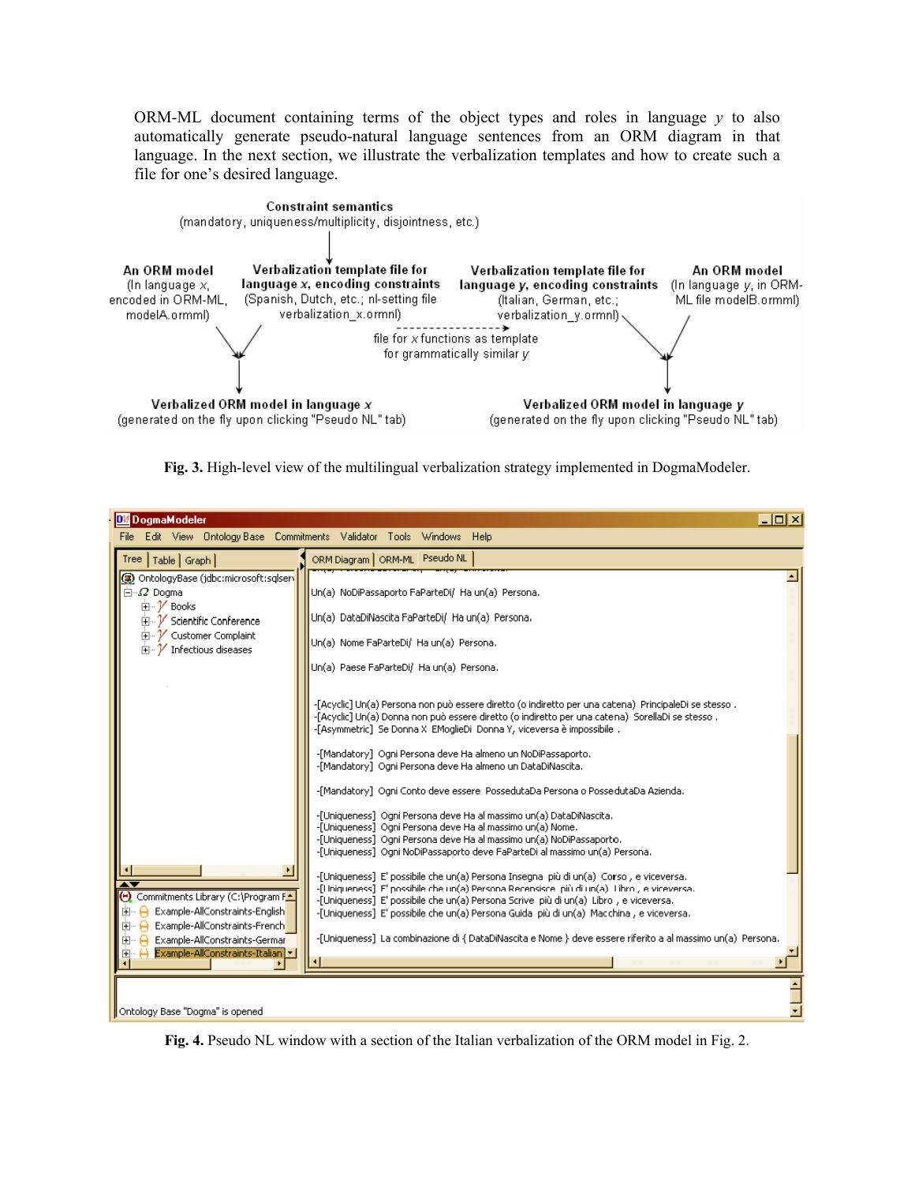ORM-ML document containing terms of the object types and roles in language *y* to also automatically generate pseudo-natural language sentences from an ORM diagram in that language. In the next section, we illustrate the verbalization templates and how to create such a file for one's desired language.

**Constraint semantics**
(mandatory, uniqueness/multiplicity, disjointness, etc.)

**An ORM model**
(In language *x*, encoded in ORM-ML, modelA.ormml)

**Verbalization template file for language *x*, encoding constraints**
(Spanish, Dutch, etc.; nl-setting file verbalization_x.ormml)

**Verbalization template file for language *y*, encoding constraints**
(Italian, German, etc.; verbalization_y.ormml)

**An ORM model**
(In language *y*, in ORM-ML file modelB.ormml)

file for *x* functions as template for grammatically similar *y*

**Verbalized ORM model in language *x***
(generated on the fly upon clicking "Pseudo NL" tab)

**Verbalized ORM model in language *y***
(generated on the fly upon clicking "Pseudo NL" tab)

**Fig. 3.** High-level view of the multilingual verbalization strategy implemented in DogmaModeler.

DogmaModeler

File Edit View Ontology Base Commitments Validator Tools Windows Help

Tree | Table | Graph

OntologyBase (jdbc:microsoft:sqlserv
Dogma
Books
Scientific Conference
Customer Complaint
Infectious diseases

Commitments Library (C:\Program F
Example-AllConstraints-English
Example-AllConstraints-French
Example-AllConstraints-German
Example-AllConstraints-Italian

ORM Diagram | ORM-ML | Pseudo NL

Un(a) NoDiPassaporto FaParteDi/ Ha un(a) Persona.

Un(a) DataDiNascita FaParteDi/ Ha un(a) Persona.

Un(a) Nome FaParteDi/ Ha un(a) Persona.

Un(a) Paese FaParteDi/ Ha un(a) Persona.

-[Acyclic] Un(a) Persona non può essere diretto (o indiretto per una catena) PrincipaleDi se stesso .
-[Acyclic] Un(a) Donna non può essere diretto (o indiretto per una catena) SorellaDi se stesso .
-[Asymmetric] Se Donna X EMoglieDi Donna Y, viceversa è impossibile .

-[Mandatory] Ogni Persona deve Ha almeno un NoDiPassaporto.
-[Mandatory] Ogni Persona deve Ha almeno un DataDiNascita.

-[Mandatory] Ogni Conto deve essere PossedutaDa Persona o PossedutaDa Azienda.

-[Uniqueness] Ogni Persona deve Ha al massimo un(a) DataDiNascita.
-[Uniqueness] Ogni Persona deve Ha al massimo un(a) Nome.
-[Uniqueness] Ogni Persona deve Ha al massimo un(a) NoDiPassaporto.
-[Uniqueness] Ogni NoDiPassaporto deve FaParteDi al massimo un(a) Persona.

-[Uniqueness] E' possibile che un(a) Persona Insegna più di un(a) Corso , e viceversa.
-[Uniqueness] E' possibile che un(a) Persona Recensisce più di un(a) Libro , e viceversa.
-[Uniqueness] E' possibile che un(a) Persona Scrive più di un(a) Libro , e viceversa.
-[Uniqueness] E' possibile che un(a) Persona Guida più di un(a) Macchina , e viceversa.

-[Uniqueness] La combinazione di { DataDiNascita e Nome } deve essere riferito a al massimo un(a) Persona.

Ontology Base "Dogma" is opened

**Fig. 4.** Pseudo NL window with a section of the Italian verbalization of the ORM model in Fig. 2.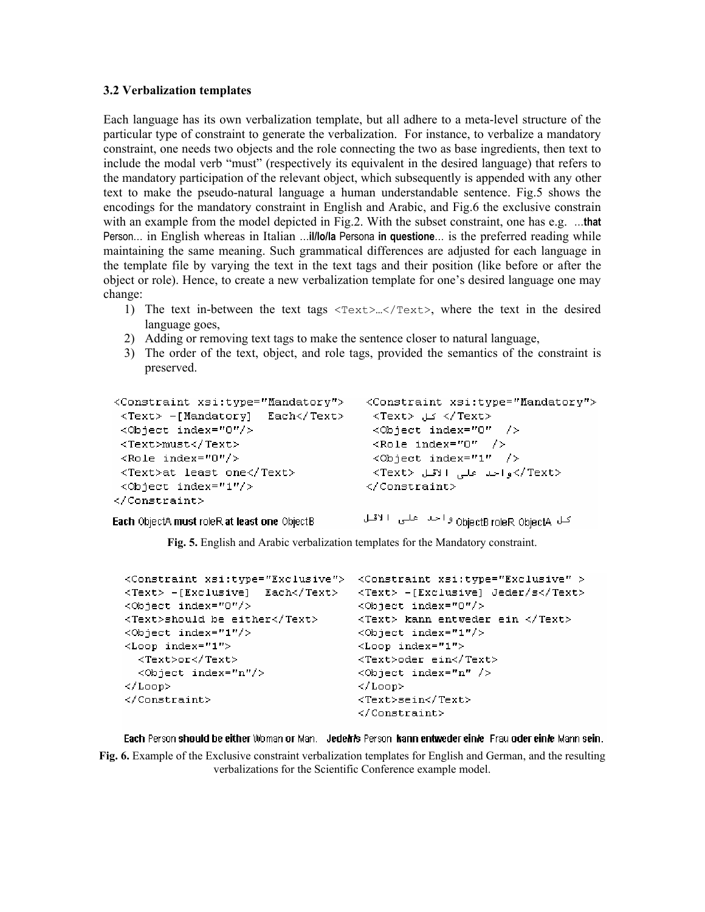### 3.2 Verbalization templates

Each language has its own verbalization template, but all adhere to a meta-level structure of the particular type of constraint to generate the verbalization. For instance, to verbalize a mandatory constraint, one needs two objects and the role connecting the two as base ingredients, then text to include the modal verb "must" (respectively its equivalent in the desired language) that refers to the mandatory participation of the relevant object, which subsequently is appended with any other text to make the pseudo-natural language a human understandable sentence. Fig.5 shows the encodings for the mandatory constraint in English and Arabic, and Fig.6 the exclusive constrain with an example from the model depicted in Fig.2. With the subset constraint, one has e.g. ...**that** Person... in English whereas in Italian ...**il/lo/la** Persona **in questione**... is the preferred reading while maintaining the same meaning. Such grammatical differences are adjusted for each language in the template file by varying the text in the text tags and their position (like before or after the object or role). Hence, to create a new verbalization template for one's desired language one may change:

1) The text in-between the text tags `<Text>…</Text>`, where the text in the desired language goes,
2) Adding or removing text tags to make the sentence closer to natural language,
3) The order of the text, object, and role tags, provided the semantics of the constraint is preserved.

```
<Constraint xsi:type="Mandatory">
 <Text> -[Mandatory]  Each</Text>
 <Object index="0"/>
 <Text>must</Text>
 <Role index="0"/>
 <Text>at least one</Text>
 <Object index="1"/>
</Constraint>
```

**Each** ObjectA **must** roleR **at least one** ObjectB

```
<Constraint xsi:type="Mandatory">
 <Text> كل </Text>
 <Object index="0" />
 <Role index="0" />
 <Object index="1" />
 <Text>واحد على الاقل</Text>
</Constraint>
```

كل ObjectA roleR ObjectB واحد على الاقل

**Fig. 5.** English and Arabic verbalization templates for the Mandatory constraint.

```
<Constraint xsi:type="Exclusive">
<Text> -[Exclusive]  Each</Text>
<Object index="0"/>
<Text>should be either</Text>
<Object index="1"/>
<Loop index="1">
  <Text>or</Text>
  <Object index="n"/>
</Loop>
</Constraint>
```

```
<Constraint xsi:type="Exclusive" >
<Text> -[Exclusive] Jeder/s</Text>
<Object index="0"/>
<Text> kann entweder ein </Text>
<Object index="1"/>
<Loop index="1">
<Text>oder ein</Text>
<Object index="n" />
</Loop>
<Text>sein</Text>
</Constraint>
```

**Each** Person **should be either** Woman **or** Man. **Jede/r/s** Person **kann entweder ein/e** Frau **oder ein/e** Mann **sein.**

**Fig. 6.** Example of the Exclusive constraint verbalization templates for English and German, and the resulting verbalizations for the Scientific Conference example model.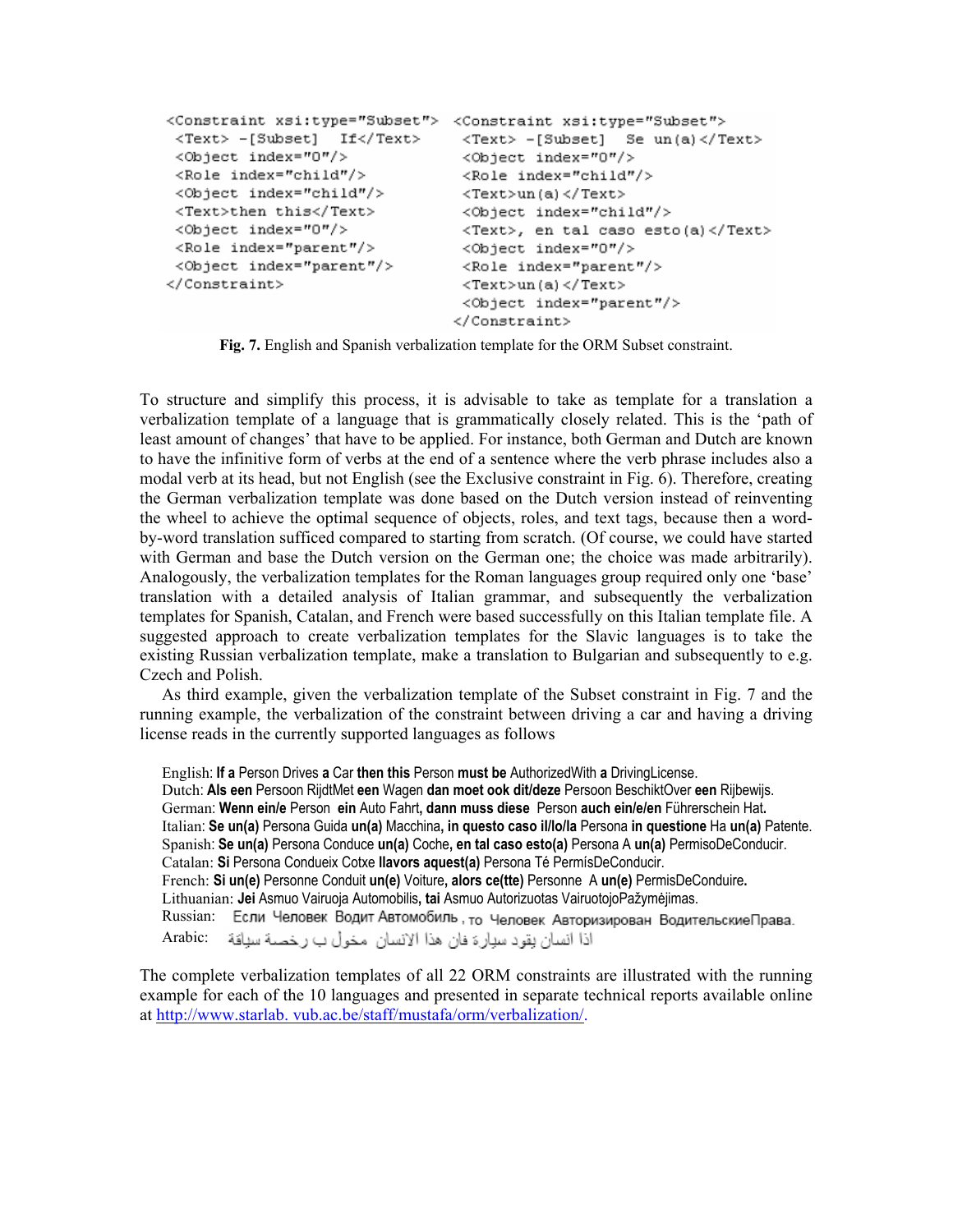```
<Constraint xsi:type="Subset">
 <Text> -[Subset]  If</Text>
 <Object index="0"/>
 <Role index="child"/>
 <Object index="child"/>
 <Text>then this</Text>
 <Object index="0"/>
 <Role index="parent"/>
 <Object index="parent"/>
</Constraint>
```

```
<Constraint xsi:type="Subset">
 <Text> -[Subset]  Se un(a)</Text>
 <Object index="0"/>
 <Role index="child"/>
 <Text>un(a)</Text>
 <Object index="child"/>
 <Text>, en tal caso esto(a)</Text>
 <Object index="0"/>
 <Role index="parent"/>
 <Text>un(a)</Text>
 <Object index="parent"/>
</Constraint>
```

**Fig. 7.** English and Spanish verbalization template for the ORM Subset constraint.

To structure and simplify this process, it is advisable to take as template for a translation a verbalization template of a language that is grammatically closely related. This is the 'path of least amount of changes' that have to be applied. For instance, both German and Dutch are known to have the infinitive form of verbs at the end of a sentence where the verb phrase includes also a modal verb at its head, but not English (see the Exclusive constraint in Fig. 6). Therefore, creating the German verbalization template was done based on the Dutch version instead of reinventing the wheel to achieve the optimal sequence of objects, roles, and text tags, because then a word-by-word translation sufficed compared to starting from scratch. (Of course, we could have started with German and base the Dutch version on the German one; the choice was made arbitrarily). Analogously, the verbalization templates for the Roman languages group required only one 'base' translation with a detailed analysis of Italian grammar, and subsequently the verbalization templates for Spanish, Catalan, and French were based successfully on this Italian template file. A suggested approach to create verbalization templates for the Slavic languages is to take the existing Russian verbalization template, make a translation to Bulgarian and subsequently to e.g. Czech and Polish.

As third example, given the verbalization template of the Subset constraint in Fig. 7 and the running example, the verbalization of the constraint between driving a car and having a driving license reads in the currently supported languages as follows

English: **If a** Person Drives **a** Car **then this** Person **must be** AuthorizedWith **a** DrivingLicense.
Dutch: **Als een** Persoon RijdtMet **een** Wagen **dan moet ook dit/deze** Persoon BeschiktOver **een** Rijbewijs.
German: **Wenn ein/e** Person **ein** Auto Fahrt**, dann muss diese** Person **auch ein/e/en** Führerschein Hat**.**
Italian: **Se un(a)** Persona Guida **un(a)** Macchina**, in questo caso il/lo/la** Persona **in questione** Ha **un(a)** Patente.
Spanish: **Se un(a)** Persona Conduce **un(a)** Coche**, en tal caso esto(a)** Persona A **un(a)** PermisoDeConducir.
Catalan: **Si** Persona Condueix Cotxe **llavors aquest(a)** Persona Té PermísDeConducir.
French: **Si un(e)** Personne Conduit **un(e)** Voiture**, alors ce(tte)** Personne A **un(e)** PermisDeConduire**.**
Lithuanian: **Jei** Asmuo Vairuoja Automobilis**, tai** Asmuo Autorizuotas VairuotojoPažymėjimas.
Russian: Если Человек Водит Автомобиль , то Человек Авторизирован ВодительскиеПрава.
Arabic: اذا انسان يقود سيارة فان هذا الانسان مخول ب رخصة سياقة

The complete verbalization templates of all 22 ORM constraints are illustrated with the running example for each of the 10 languages and presented in separate technical reports available online at http://www.starlab. vub.ac.be/staff/mustafa/orm/verbalization/.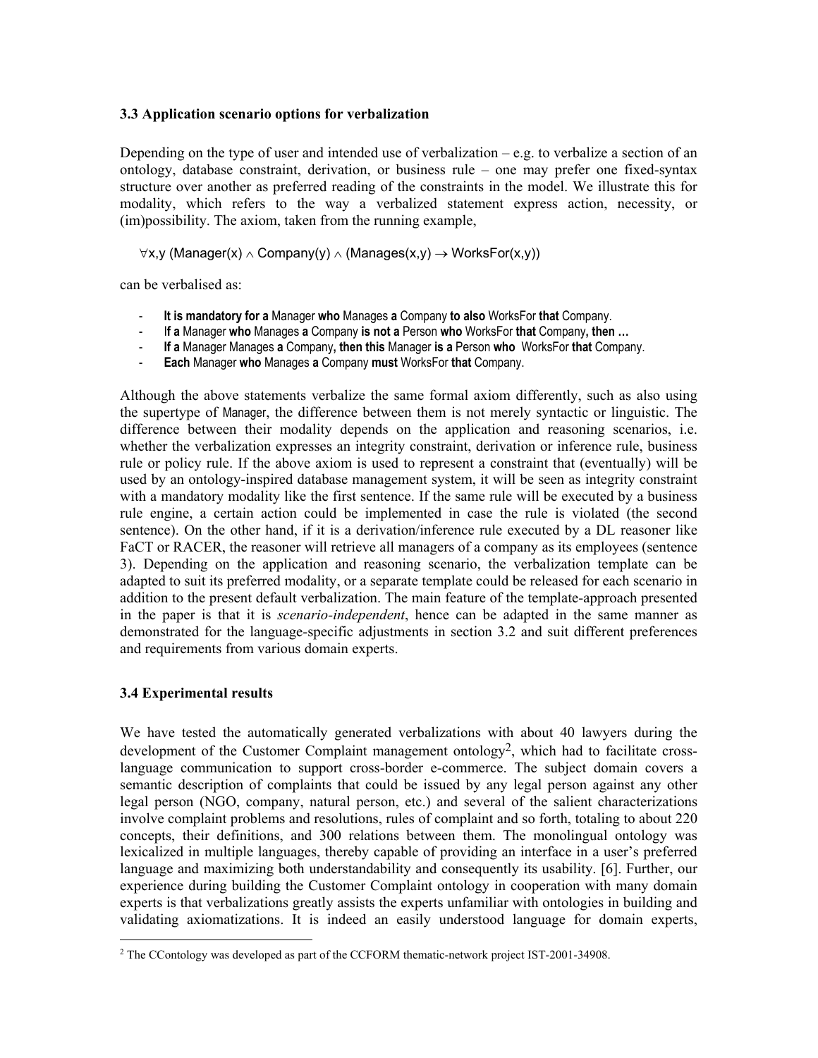### 3.3 Application scenario options for verbalization

Depending on the type of user and intended use of verbalization – e.g. to verbalize a section of an ontology, database constraint, derivation, or business rule – one may prefer one fixed-syntax structure over another as preferred reading of the constraints in the model. We illustrate this for modality, which refers to the way a verbalized statement express action, necessity, or (im)possibility. The axiom, taken from the running example,

$$\forall x,y\ (\text{Manager}(x) \wedge \text{Company}(y) \wedge (\text{Manages}(x,y) \rightarrow \text{WorksFor}(x,y))$$

can be verbalised as:

- **It is mandatory for a** Manager **who** Manages **a** Company **to also** WorksFor **that** Company.
- I**f a** Manager **who** Manages **a** Company **is not a** Person **who** WorksFor **that** Company**, then …**
- **If a** Manager Manages **a** Company**, then this** Manager **is a** Person **who** WorksFor **that** Company.
- **Each** Manager **who** Manages **a** Company **must** WorksFor **that** Company.

Although the above statements verbalize the same formal axiom differently, such as also using the supertype of Manager, the difference between them is not merely syntactic or linguistic. The difference between their modality depends on the application and reasoning scenarios, i.e. whether the verbalization expresses an integrity constraint, derivation or inference rule, business rule or policy rule. If the above axiom is used to represent a constraint that (eventually) will be used by an ontology-inspired database management system, it will be seen as integrity constraint with a mandatory modality like the first sentence. If the same rule will be executed by a business rule engine, a certain action could be implemented in case the rule is violated (the second sentence). On the other hand, if it is a derivation/inference rule executed by a DL reasoner like FaCT or RACER, the reasoner will retrieve all managers of a company as its employees (sentence 3). Depending on the application and reasoning scenario, the verbalization template can be adapted to suit its preferred modality, or a separate template could be released for each scenario in addition to the present default verbalization. The main feature of the template-approach presented in the paper is that it is *scenario-independent*, hence can be adapted in the same manner as demonstrated for the language-specific adjustments in section 3.2 and suit different preferences and requirements from various domain experts.

### 3.4 Experimental results

We have tested the automatically generated verbalizations with about 40 lawyers during the development of the Customer Complaint management ontology[2], which had to facilitate cross-language communication to support cross-border e-commerce. The subject domain covers a semantic description of complaints that could be issued by any legal person against any other legal person (NGO, company, natural person, etc.) and several of the salient characterizations involve complaint problems and resolutions, rules of complaint and so forth, totaling to about 220 concepts, their definitions, and 300 relations between them. The monolingual ontology was lexicalized in multiple languages, thereby capable of providing an interface in a user's preferred language and maximizing both understandability and consequently its usability. [6]. Further, our experience during building the Customer Complaint ontology in cooperation with many domain experts is that verbalizations greatly assists the experts unfamiliar with ontologies in building and validating axiomatizations. It is indeed an easily understood language for domain experts,

[2] The CContology was developed as part of the CCFORM thematic-network project IST-2001-34908.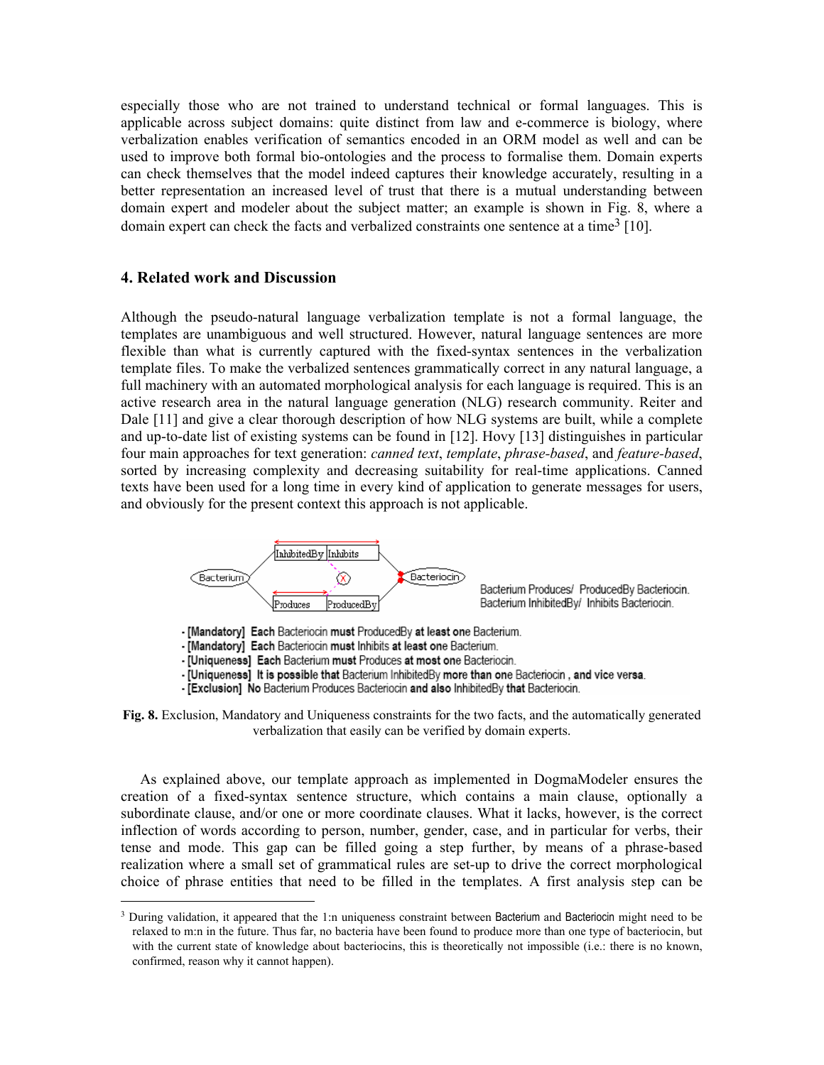especially those who are not trained to understand technical or formal languages. This is applicable across subject domains: quite distinct from law and e-commerce is biology, where verbalization enables verification of semantics encoded in an ORM model as well and can be used to improve both formal bio-ontologies and the process to formalise them. Domain experts can check themselves that the model indeed captures their knowledge accurately, resulting in a better representation an increased level of trust that there is a mutual understanding between domain expert and modeler about the subject matter; an example is shown in Fig. 8, where a domain expert can check the facts and verbalized constraints one sentence at a time[3] [10].

## 4. Related work and Discussion

Although the pseudo-natural language verbalization template is not a formal language, the templates are unambiguous and well structured. However, natural language sentences are more flexible than what is currently captured with the fixed-syntax sentences in the verbalization template files. To make the verbalized sentences grammatically correct in any natural language, a full machinery with an automated morphological analysis for each language is required. This is an active research area in the natural language generation (NLG) research community. Reiter and Dale [11] and give a clear thorough description of how NLG systems are built, while a complete and up-to-date list of existing systems can be found in [12]. Hovy [13] distinguishes in particular four main approaches for text generation: *canned text*, *template*, *phrase-based*, and *feature-based*, sorted by increasing complexity and decreasing suitability for real-time applications. Canned texts have been used for a long time in every kind of application to generate messages for users, and obviously for the present context this approach is not applicable.

Bacterium Produces/ ProducedBy Bacteriocin.
Bacterium InhibitedBy/ Inhibits Bacteriocin.

- [Mandatory] **Each** Bacteriocin **must** ProducedBy **at least one** Bacterium.
- [Mandatory] **Each** Bacteriocin **must** Inhibits **at least one** Bacterium.
- [Uniqueness] **Each** Bacterium **must** Produces **at most one** Bacteriocin.
- [Uniqueness] **It is possible that** Bacterium InhibitedBy **more than one** Bacteriocin **, and vice versa**.
- [Exclusion] **No** Bacterium Produces Bacteriocin **and also** InhibitedBy **that** Bacteriocin.

**Fig. 8.** Exclusion, Mandatory and Uniqueness constraints for the two facts, and the automatically generated verbalization that easily can be verified by domain experts.

As explained above, our template approach as implemented in DogmaModeler ensures the creation of a fixed-syntax sentence structure, which contains a main clause, optionally a subordinate clause, and/or one or more coordinate clauses. What it lacks, however, is the correct inflection of words according to person, number, gender, case, and in particular for verbs, their tense and mode. This gap can be filled going a step further, by means of a phrase-based realization where a small set of grammatical rules are set-up to drive the correct morphological choice of phrase entities that need to be filled in the templates. A first analysis step can be

[3] During validation, it appeared that the 1:n uniqueness constraint between Bacterium and Bacteriocin might need to be relaxed to m:n in the future. Thus far, no bacteria have been found to produce more than one type of bacteriocin, but with the current state of knowledge about bacteriocins, this is theoretically not impossible (i.e.: there is no known, confirmed, reason why it cannot happen).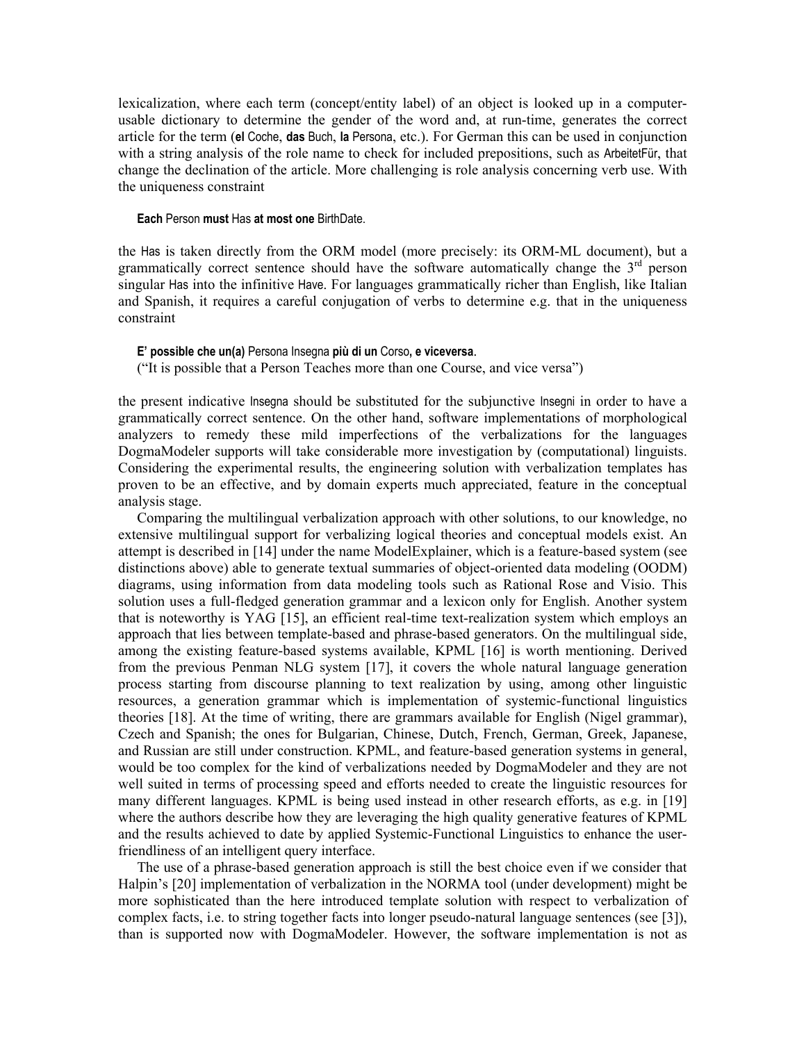lexicalization, where each term (concept/entity label) of an object is looked up in a computer-usable dictionary to determine the gender of the word and, at run-time, generates the correct article for the term (**el** Coche, **das** Buch, **la** Persona, etc.). For German this can be used in conjunction with a string analysis of the role name to check for included prepositions, such as ArbeitetFür, that change the declination of the article. More challenging is role analysis concerning verb use. With the uniqueness constraint

> **Each** Person **must** Has **at most one** BirthDate.

the Has is taken directly from the ORM model (more precisely: its ORM-ML document), but a grammatically correct sentence should have the software automatically change the 3rd person singular Has into the infinitive Have. For languages grammatically richer than English, like Italian and Spanish, it requires a careful conjugation of verbs to determine e.g. that in the uniqueness constraint

> **E' possible che un(a)** Persona Insegna **più di un** Corso**, e viceversa**.
> ("It is possible that a Person Teaches more than one Course, and vice versa")

the present indicative Insegna should be substituted for the subjunctive Insegni in order to have a grammatically correct sentence. On the other hand, software implementations of morphological analyzers to remedy these mild imperfections of the verbalizations for the languages DogmaModeler supports will take considerable more investigation by (computational) linguists. Considering the experimental results, the engineering solution with verbalization templates has proven to be an effective, and by domain experts much appreciated, feature in the conceptual analysis stage.

Comparing the multilingual verbalization approach with other solutions, to our knowledge, no extensive multilingual support for verbalizing logical theories and conceptual models exist. An attempt is described in [14] under the name ModelExplainer, which is a feature-based system (see distinctions above) able to generate textual summaries of object-oriented data modeling (OODM) diagrams, using information from data modeling tools such as Rational Rose and Visio. This solution uses a full-fledged generation grammar and a lexicon only for English. Another system that is noteworthy is YAG [15], an efficient real-time text-realization system which employs an approach that lies between template-based and phrase-based generators. On the multilingual side, among the existing feature-based systems available, KPML [16] is worth mentioning. Derived from the previous Penman NLG system [17], it covers the whole natural language generation process starting from discourse planning to text realization by using, among other linguistic resources, a generation grammar which is implementation of systemic-functional linguistics theories [18]. At the time of writing, there are grammars available for English (Nigel grammar), Czech and Spanish; the ones for Bulgarian, Chinese, Dutch, French, German, Greek, Japanese, and Russian are still under construction. KPML, and feature-based generation systems in general, would be too complex for the kind of verbalizations needed by DogmaModeler and they are not well suited in terms of processing speed and efforts needed to create the linguistic resources for many different languages. KPML is being used instead in other research efforts, as e.g. in [19] where the authors describe how they are leveraging the high quality generative features of KPML and the results achieved to date by applied Systemic-Functional Linguistics to enhance the user-friendliness of an intelligent query interface.

The use of a phrase-based generation approach is still the best choice even if we consider that Halpin's [20] implementation of verbalization in the NORMA tool (under development) might be more sophisticated than the here introduced template solution with respect to verbalization of complex facts, i.e. to string together facts into longer pseudo-natural language sentences (see [3]), than is supported now with DogmaModeler. However, the software implementation is not as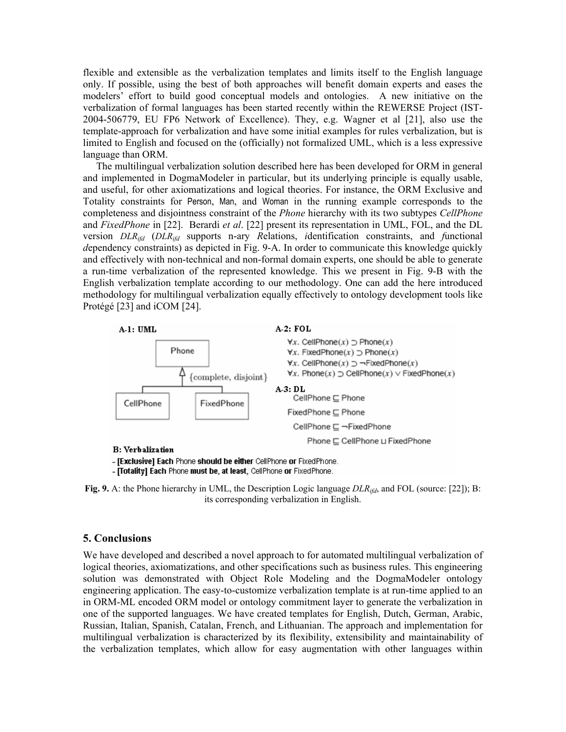flexible and extensible as the verbalization templates and limits itself to the English language only. If possible, using the best of both approaches will benefit domain experts and eases the modelers' effort to build good conceptual models and ontologies. A new initiative on the verbalization of formal languages has been started recently within the REWERSE Project (IST-2004-506779, EU FP6 Network of Excellence). They, e.g. Wagner et al [21], also use the template-approach for verbalization and have some initial examples for rules verbalization, but is limited to English and focused on the (officially) not formalized UML, which is a less expressive language than ORM.

The multilingual verbalization solution described here has been developed for ORM in general and implemented in DogmaModeler in particular, but its underlying principle is equally usable, and useful, for other axiomatizations and logical theories. For instance, the ORM Exclusive and Totality constraints for Person, Man, and Woman in the running example corresponds to the completeness and disjointness constraint of the *Phone* hierarchy with its two subtypes *CellPhone* and *FixedPhone* in [22]. Berardi *et al*. [22] present its representation in UML, FOL, and the DL version $DLR_{ifd}$ ($DLR_{ifd}$ supports n-ary *R*elations, *i*dentification constraints, and *f*unctional *d*ependency constraints) as depicted in Fig. 9-A. In order to communicate this knowledge quickly and effectively with non-technical and non-formal domain experts, one should be able to generate a run-time verbalization of the represented knowledge. This we present in Fig. 9-B with the English verbalization template according to our methodology. One can add the here introduced methodology for multilingual verbalization equally effectively to ontology development tools like Protégé [23] and iCOM [24].

**A-1: UML**

Phone ← {complete, disjoint} — CellPhone, FixedPhone

**A-2: FOL**

$\forall x.\ \mathsf{CellPhone}(x) \supset \mathsf{Phone}(x)$
$\forall x.\ \mathsf{FixedPhone}(x) \supset \mathsf{Phone}(x)$
$\forall x.\ \mathsf{CellPhone}(x) \supset \neg\mathsf{FixedPhone}(x)$
$\forall x.\ \mathsf{Phone}(x) \supset \mathsf{CellPhone}(x) \vee \mathsf{FixedPhone}(x)$

**A-3: DL**

$\mathsf{CellPhone} \sqsubseteq \mathsf{Phone}$
$\mathsf{FixedPhone} \sqsubseteq \mathsf{Phone}$
$\mathsf{CellPhone} \sqsubseteq \neg\mathsf{FixedPhone}$
$\mathsf{Phone} \sqsubseteq \mathsf{CellPhone} \sqcup \mathsf{FixedPhone}$

**B: Verbalization**

- **[Exclusive] Each** Phone **should be either** CellPhone **or** FixedPhone.
- **[Totality] Each** Phone **must be, at least,** CellPhone **or** FixedPhone.

**Fig. 9.** A: the Phone hierarchy in UML, the Description Logic language $DLR_{ifd}$, and FOL (source: [22]); B: its corresponding verbalization in English.

## 5. Conclusions

We have developed and described a novel approach to for automated multilingual verbalization of logical theories, axiomatizations, and other specifications such as business rules. This engineering solution was demonstrated with Object Role Modeling and the DogmaModeler ontology engineering application. The easy-to-customize verbalization template is at run-time applied to an in ORM-ML encoded ORM model or ontology commitment layer to generate the verbalization in one of the supported languages. We have created templates for English, Dutch, German, Arabic, Russian, Italian, Spanish, Catalan, French, and Lithuanian. The approach and implementation for multilingual verbalization is characterized by its flexibility, extensibility and maintainability of the verbalization templates, which allow for easy augmentation with other languages within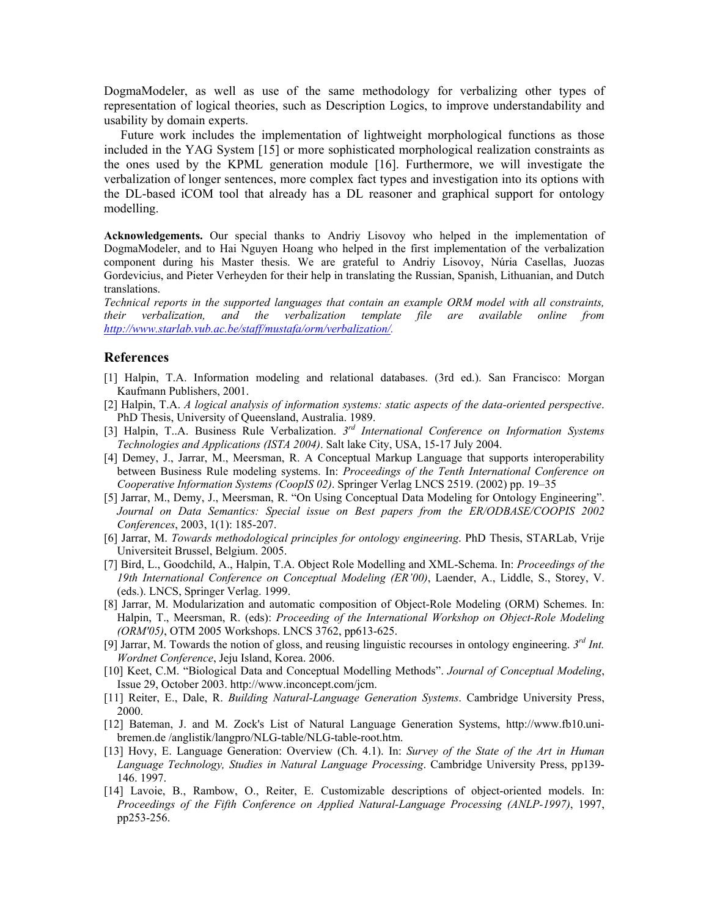DogmaModeler, as well as use of the same methodology for verbalizing other types of representation of logical theories, such as Description Logics, to improve understandability and usability by domain experts.

Future work includes the implementation of lightweight morphological functions as those included in the YAG System [15] or more sophisticated morphological realization constraints as the ones used by the KPML generation module [16]. Furthermore, we will investigate the verbalization of longer sentences, more complex fact types and investigation into its options with the DL-based iCOM tool that already has a DL reasoner and graphical support for ontology modelling.

**Acknowledgements.** Our special thanks to Andriy Lisovoy who helped in the implementation of DogmaModeler, and to Hai Nguyen Hoang who helped in the first implementation of the verbalization component during his Master thesis. We are grateful to Andriy Lisovoy, Núria Casellas, Juozas Gordevicius, and Pieter Verheyden for their help in translating the Russian, Spanish, Lithuanian, and Dutch translations.

*Technical reports in the supported languages that contain an example ORM model with all constraints, their verbalization, and the verbalization template file are available online from http://www.starlab.vub.ac.be/staff/mustafa/orm/verbalization/.*

## References

[1] Halpin, T.A. Information modeling and relational databases. (3rd ed.). San Francisco: Morgan Kaufmann Publishers, 2001.

[2] Halpin, T.A. *A logical analysis of information systems: static aspects of the data-oriented perspective*. PhD Thesis, University of Queensland, Australia. 1989.

[3] Halpin, T..A. Business Rule Verbalization. *3rd International Conference on Information Systems Technologies and Applications (ISTA 2004)*. Salt lake City, USA, 15-17 July 2004.

[4] Demey, J., Jarrar, M., Meersman, R. A Conceptual Markup Language that supports interoperability between Business Rule modeling systems. In: *Proceedings of the Tenth International Conference on Cooperative Information Systems (CoopIS 02)*. Springer Verlag LNCS 2519. (2002) pp. 19–35

[5] Jarrar, M., Demy, J., Meersman, R. "On Using Conceptual Data Modeling for Ontology Engineering". *Journal on Data Semantics: Special issue on Best papers from the ER/ODBASE/COOPIS 2002 Conferences*, 2003, 1(1): 185-207.

[6] Jarrar, M. *Towards methodological principles for ontology engineering*. PhD Thesis, STARLab, Vrije Universiteit Brussel, Belgium. 2005.

[7] Bird, L., Goodchild, A., Halpin, T.A. Object Role Modelling and XML-Schema. In: *Proceedings of the 19th International Conference on Conceptual Modeling (ER'00)*, Laender, A., Liddle, S., Storey, V. (eds.). LNCS, Springer Verlag. 1999.

[8] Jarrar, M. Modularization and automatic composition of Object-Role Modeling (ORM) Schemes. In: Halpin, T., Meersman, R. (eds): *Proceeding of the International Workshop on Object-Role Modeling (ORM'05)*, OTM 2005 Workshops. LNCS 3762, pp613-625.

[9] Jarrar, M. Towards the notion of gloss, and reusing linguistic recourses in ontology engineering. *3rd Int. Wordnet Conference*, Jeju Island, Korea. 2006.

[10] Keet, C.M. "Biological Data and Conceptual Modelling Methods". *Journal of Conceptual Modeling*, Issue 29, October 2003. http://www.inconcept.com/jcm.

[11] Reiter, E., Dale, R. *Building Natural-Language Generation Systems*. Cambridge University Press, 2000.

[12] Bateman, J. and M. Zock's List of Natural Language Generation Systems, http://www.fb10.uni-bremen.de /anglistik/langpro/NLG-table/NLG-table-root.htm.

[13] Hovy, E. Language Generation: Overview (Ch. 4.1). In: *Survey of the State of the Art in Human Language Technology, Studies in Natural Language Processing*. Cambridge University Press, pp139-146. 1997.

[14] Lavoie, B., Rambow, O., Reiter, E. Customizable descriptions of object-oriented models. In: *Proceedings of the Fifth Conference on Applied Natural-Language Processing (ANLP-1997)*, 1997, pp253-256.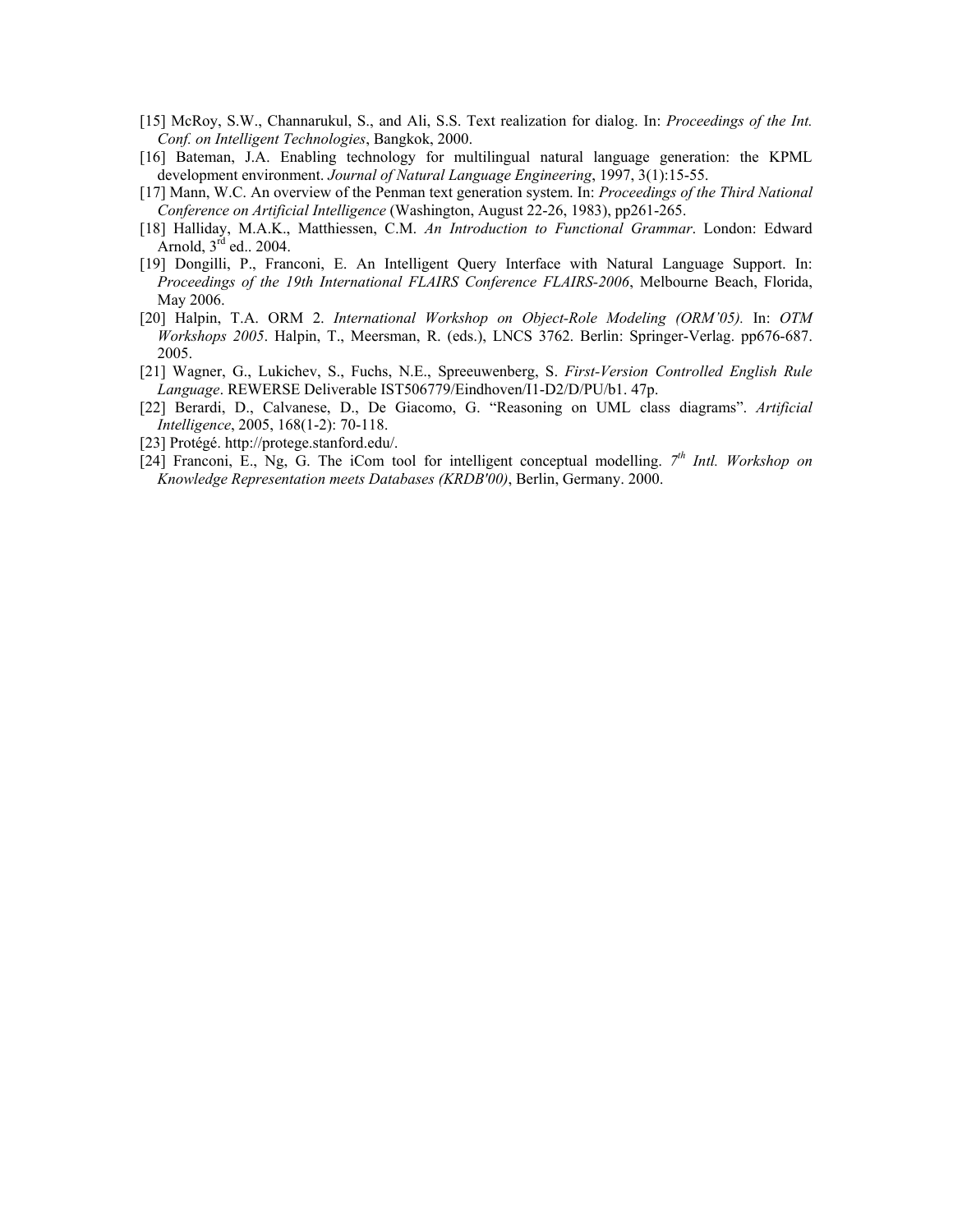[15] McRoy, S.W., Channarukul, S., and Ali, S.S. Text realization for dialog. In: *Proceedings of the Int. Conf. on Intelligent Technologies*, Bangkok, 2000.

[16] Bateman, J.A. Enabling technology for multilingual natural language generation: the KPML development environment. *Journal of Natural Language Engineering*, 1997, 3(1):15-55.

[17] Mann, W.C. An overview of the Penman text generation system. In: *Proceedings of the Third National Conference on Artificial Intelligence* (Washington, August 22-26, 1983), pp261-265.

[18] Halliday, M.A.K., Matthiessen, C.M. *An Introduction to Functional Grammar*. London: Edward Arnold, 3rd ed.. 2004.

[19] Dongilli, P., Franconi, E. An Intelligent Query Interface with Natural Language Support. In: *Proceedings of the 19th International FLAIRS Conference FLAIRS-2006*, Melbourne Beach, Florida, May 2006.

[20] Halpin, T.A. ORM 2. *International Workshop on Object-Role Modeling (ORM'05).* In: *OTM Workshops 2005*. Halpin, T., Meersman, R. (eds.), LNCS 3762. Berlin: Springer-Verlag. pp676-687. 2005.

[21] Wagner, G., Lukichev, S., Fuchs, N.E., Spreeuwenberg, S. *First-Version Controlled English Rule Language*. REWERSE Deliverable IST506779/Eindhoven/I1-D2/D/PU/b1. 47p.

[22] Berardi, D., Calvanese, D., De Giacomo, G. "Reasoning on UML class diagrams". *Artificial Intelligence*, 2005, 168(1-2): 70-118.

[23] Protégé. http://protege.stanford.edu/.

[24] Franconi, E., Ng, G. The iCom tool for intelligent conceptual modelling. *7th Intl. Workshop on Knowledge Representation meets Databases (KRDB'00)*, Berlin, Germany. 2000.